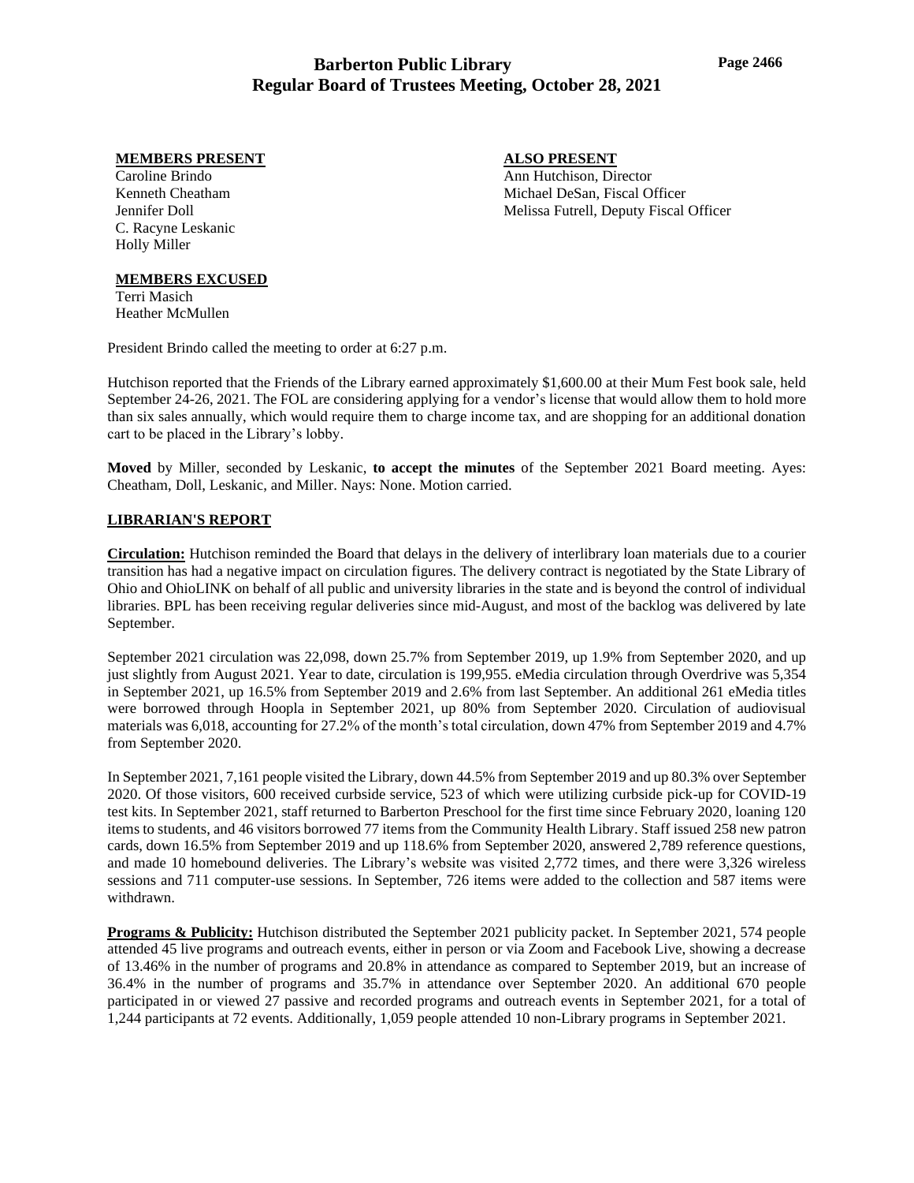# Barberton Public Library
## Regular Board of Trustees Meeting, October 28, 2021

**MEMBERS PRESENT**
Caroline Brindo
Kenneth Cheatham
Jennifer Doll
C. Racyne Leskanic
Holly Miller

**ALSO PRESENT**
Ann Hutchison, Director
Michael DeSan, Fiscal Officer
Melissa Futrell, Deputy Fiscal Officer

**MEMBERS EXCUSED**
Terri Masich
Heather McMullen

President Brindo called the meeting to order at 6:27 p.m.

Hutchison reported that the Friends of the Library earned approximately $1,600.00 at their Mum Fest book sale, held September 24-26, 2021. The FOL are considering applying for a vendor's license that would allow them to hold more than six sales annually, which would require them to charge income tax, and are shopping for an additional donation cart to be placed in the Library's lobby.

**Moved** by Miller, seconded by Leskanic, **to accept the minutes** of the September 2021 Board meeting. Ayes: Cheatham, Doll, Leskanic, and Miller. Nays: None. Motion carried.

**LIBRARIAN'S REPORT**

**Circulation:** Hutchison reminded the Board that delays in the delivery of interlibrary loan materials due to a courier transition has had a negative impact on circulation figures. The delivery contract is negotiated by the State Library of Ohio and OhioLINK on behalf of all public and university libraries in the state and is beyond the control of individual libraries. BPL has been receiving regular deliveries since mid-August, and most of the backlog was delivered by late September.

September 2021 circulation was 22,098, down 25.7% from September 2019, up 1.9% from September 2020, and up just slightly from August 2021. Year to date, circulation is 199,955. eMedia circulation through Overdrive was 5,354 in September 2021, up 16.5% from September 2019 and 2.6% from last September. An additional 261 eMedia titles were borrowed through Hoopla in September 2021, up 80% from September 2020. Circulation of audiovisual materials was 6,018, accounting for 27.2% of the month's total circulation, down 47% from September 2019 and 4.7% from September 2020.

In September 2021, 7,161 people visited the Library, down 44.5% from September 2019 and up 80.3% over September 2020. Of those visitors, 600 received curbside service, 523 of which were utilizing curbside pick-up for COVID-19 test kits. In September 2021, staff returned to Barberton Preschool for the first time since February 2020, loaning 120 items to students, and 46 visitors borrowed 77 items from the Community Health Library. Staff issued 258 new patron cards, down 16.5% from September 2019 and up 118.6% from September 2020, answered 2,789 reference questions, and made 10 homebound deliveries. The Library's website was visited 2,772 times, and there were 3,326 wireless sessions and 711 computer-use sessions. In September, 726 items were added to the collection and 587 items were withdrawn.

**Programs & Publicity:** Hutchison distributed the September 2021 publicity packet. In September 2021, 574 people attended 45 live programs and outreach events, either in person or via Zoom and Facebook Live, showing a decrease of 13.46% in the number of programs and 20.8% in attendance as compared to September 2019, but an increase of 36.4% in the number of programs and 35.7% in attendance over September 2020. An additional 670 people participated in or viewed 27 passive and recorded programs and outreach events in September 2021, for a total of 1,244 participants at 72 events. Additionally, 1,059 people attended 10 non-Library programs in September 2021.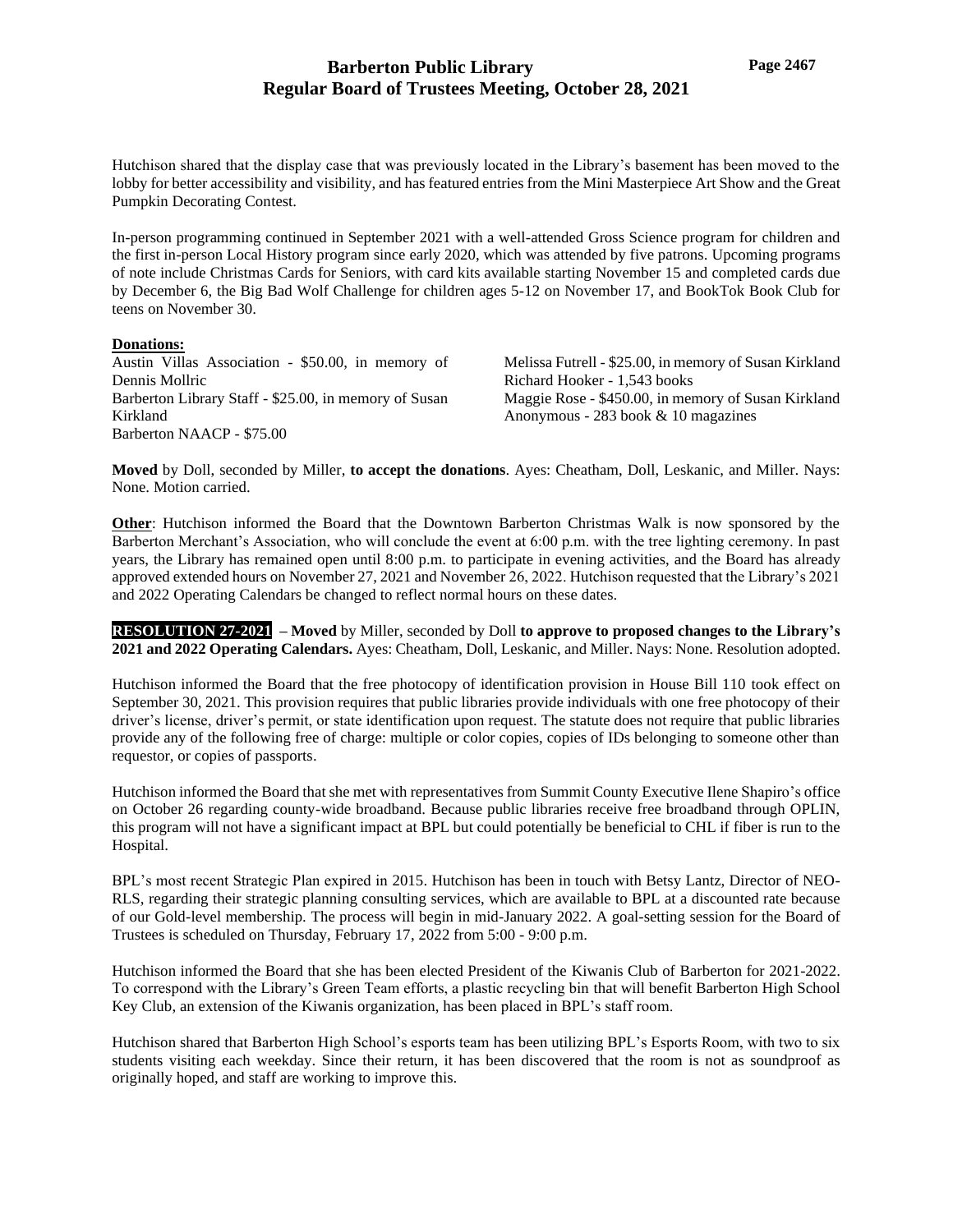Hutchison shared that the display case that was previously located in the Library's basement has been moved to the lobby for better accessibility and visibility, and has featured entries from the Mini Masterpiece Art Show and the Great Pumpkin Decorating Contest.

In-person programming continued in September 2021 with a well-attended Gross Science program for children and the first in-person Local History program since early 2020, which was attended by five patrons. Upcoming programs of note include Christmas Cards for Seniors, with card kits available starting November 15 and completed cards due by December 6, the Big Bad Wolf Challenge for children ages 5-12 on November 17, and BookTok Book Club for teens on November 30.

**Donations:**

Austin Villas Association - $50.00, in memory of Dennis Mollric
Barberton Library Staff - $25.00, in memory of Susan Kirkland
Barberton NAACP - $75.00
Melissa Futrell - $25.00, in memory of Susan Kirkland
Richard Hooker - 1,543 books
Maggie Rose - $450.00, in memory of Susan Kirkland
Anonymous - 283 book & 10 magazines

**Moved** by Doll, seconded by Miller, **to accept the donations**. Ayes: Cheatham, Doll, Leskanic, and Miller. Nays: None. Motion carried.

**Other**: Hutchison informed the Board that the Downtown Barberton Christmas Walk is now sponsored by the Barberton Merchant's Association, who will conclude the event at 6:00 p.m. with the tree lighting ceremony. In past years, the Library has remained open until 8:00 p.m. to participate in evening activities, and the Board has already approved extended hours on November 27, 2021 and November 26, 2022. Hutchison requested that the Library's 2021 and 2022 Operating Calendars be changed to reflect normal hours on these dates.

**RESOLUTION 27-2021** – **Moved** by Miller, seconded by Doll **to approve to proposed changes to the Library's 2021 and 2022 Operating Calendars.** Ayes: Cheatham, Doll, Leskanic, and Miller. Nays: None. Resolution adopted.

Hutchison informed the Board that the free photocopy of identification provision in House Bill 110 took effect on September 30, 2021. This provision requires that public libraries provide individuals with one free photocopy of their driver's license, driver's permit, or state identification upon request. The statute does not require that public libraries provide any of the following free of charge: multiple or color copies, copies of IDs belonging to someone other than requestor, or copies of passports.

Hutchison informed the Board that she met with representatives from Summit County Executive Ilene Shapiro's office on October 26 regarding county-wide broadband. Because public libraries receive free broadband through OPLIN, this program will not have a significant impact at BPL but could potentially be beneficial to CHL if fiber is run to the Hospital.

BPL's most recent Strategic Plan expired in 2015. Hutchison has been in touch with Betsy Lantz, Director of NEO-RLS, regarding their strategic planning consulting services, which are available to BPL at a discounted rate because of our Gold-level membership. The process will begin in mid-January 2022. A goal-setting session for the Board of Trustees is scheduled on Thursday, February 17, 2022 from 5:00 - 9:00 p.m.

Hutchison informed the Board that she has been elected President of the Kiwanis Club of Barberton for 2021-2022. To correspond with the Library's Green Team efforts, a plastic recycling bin that will benefit Barberton High School Key Club, an extension of the Kiwanis organization, has been placed in BPL's staff room.

Hutchison shared that Barberton High School's esports team has been utilizing BPL's Esports Room, with two to six students visiting each weekday. Since their return, it has been discovered that the room is not as soundproof as originally hoped, and staff are working to improve this.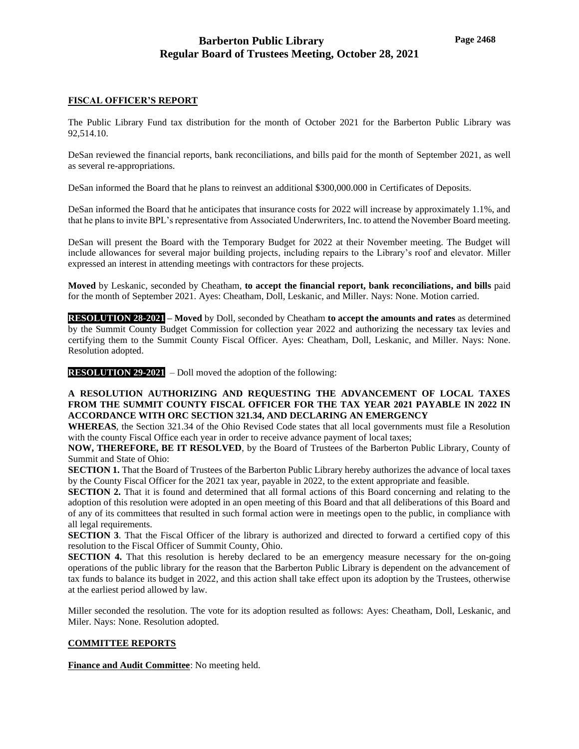**FISCAL OFFICER'S REPORT**

The Public Library Fund tax distribution for the month of October 2021 for the Barberton Public Library was 92,514.10.

DeSan reviewed the financial reports, bank reconciliations, and bills paid for the month of September 2021, as well as several re-appropriations.

DeSan informed the Board that he plans to reinvest an additional $300,000.000 in Certificates of Deposits.

DeSan informed the Board that he anticipates that insurance costs for 2022 will increase by approximately 1.1%, and that he plans to invite BPL's representative from Associated Underwriters, Inc. to attend the November Board meeting.

DeSan will present the Board with the Temporary Budget for 2022 at their November meeting. The Budget will include allowances for several major building projects, including repairs to the Library's roof and elevator. Miller expressed an interest in attending meetings with contractors for these projects.

**Moved** by Leskanic, seconded by Cheatham, **to accept the financial report, bank reconciliations, and bills** paid for the month of September 2021. Ayes: Cheatham, Doll, Leskanic, and Miller. Nays: None. Motion carried.

**RESOLUTION 28-2021 – Moved** by Doll, seconded by Cheatham **to accept the amounts and rates** as determined by the Summit County Budget Commission for collection year 2022 and authorizing the necessary tax levies and certifying them to the Summit County Fiscal Officer. Ayes: Cheatham, Doll, Leskanic, and Miller. Nays: None. Resolution adopted.

**RESOLUTION 29-2021** – Doll moved the adoption of the following:

**A RESOLUTION AUTHORIZING AND REQUESTING THE ADVANCEMENT OF LOCAL TAXES FROM THE SUMMIT COUNTY FISCAL OFFICER FOR THE TAX YEAR 2021 PAYABLE IN 2022 IN ACCORDANCE WITH ORC SECTION 321.34, AND DECLARING AN EMERGENCY**

**WHEREAS**, the Section 321.34 of the Ohio Revised Code states that all local governments must file a Resolution with the county Fiscal Office each year in order to receive advance payment of local taxes;

**NOW, THEREFORE, BE IT RESOLVED**, by the Board of Trustees of the Barberton Public Library, County of Summit and State of Ohio:

**SECTION 1.** That the Board of Trustees of the Barberton Public Library hereby authorizes the advance of local taxes by the County Fiscal Officer for the 2021 tax year, payable in 2022, to the extent appropriate and feasible.

**SECTION 2.** That it is found and determined that all formal actions of this Board concerning and relating to the adoption of this resolution were adopted in an open meeting of this Board and that all deliberations of this Board and of any of its committees that resulted in such formal action were in meetings open to the public, in compliance with all legal requirements.

**SECTION 3**. That the Fiscal Officer of the library is authorized and directed to forward a certified copy of this resolution to the Fiscal Officer of Summit County, Ohio.

**SECTION 4.** That this resolution is hereby declared to be an emergency measure necessary for the on-going operations of the public library for the reason that the Barberton Public Library is dependent on the advancement of tax funds to balance its budget in 2022, and this action shall take effect upon its adoption by the Trustees, otherwise at the earliest period allowed by law.

Miller seconded the resolution. The vote for its adoption resulted as follows: Ayes: Cheatham, Doll, Leskanic, and Miler. Nays: None. Resolution adopted.

**COMMITTEE REPORTS**

**Finance and Audit Committee**: No meeting held.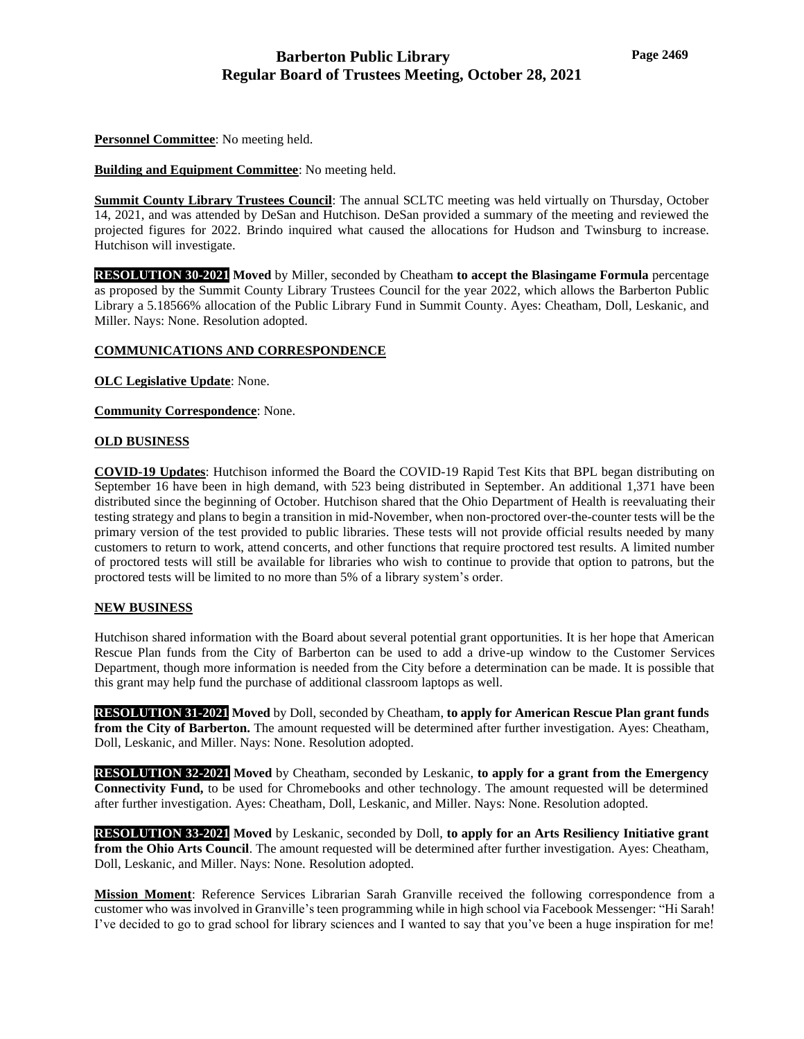**Personnel Committee**: No meeting held.

**Building and Equipment Committee**: No meeting held.

**Summit County Library Trustees Council**: The annual SCLTC meeting was held virtually on Thursday, October 14, 2021, and was attended by DeSan and Hutchison. DeSan provided a summary of the meeting and reviewed the projected figures for 2022. Brindo inquired what caused the allocations for Hudson and Twinsburg to increase. Hutchison will investigate.

**RESOLUTION 30-2021** **Moved** by Miller, seconded by Cheatham **to accept the Blasingame Formula** percentage as proposed by the Summit County Library Trustees Council for the year 2022, which allows the Barberton Public Library a 5.18566% allocation of the Public Library Fund in Summit County. Ayes: Cheatham, Doll, Leskanic, and Miller. Nays: None. Resolution adopted.

**COMMUNICATIONS AND CORRESPONDENCE**

**OLC Legislative Update**: None.

**Community Correspondence**: None.

**OLD BUSINESS**

**COVID-19 Updates**: Hutchison informed the Board the COVID-19 Rapid Test Kits that BPL began distributing on September 16 have been in high demand, with 523 being distributed in September. An additional 1,371 have been distributed since the beginning of October. Hutchison shared that the Ohio Department of Health is reevaluating their testing strategy and plans to begin a transition in mid-November, when non-proctored over-the-counter tests will be the primary version of the test provided to public libraries. These tests will not provide official results needed by many customers to return to work, attend concerts, and other functions that require proctored test results. A limited number of proctored tests will still be available for libraries who wish to continue to provide that option to patrons, but the proctored tests will be limited to no more than 5% of a library system's order.

**NEW BUSINESS**

Hutchison shared information with the Board about several potential grant opportunities. It is her hope that American Rescue Plan funds from the City of Barberton can be used to add a drive-up window to the Customer Services Department, though more information is needed from the City before a determination can be made. It is possible that this grant may help fund the purchase of additional classroom laptops as well.

**RESOLUTION 31-2021** **Moved** by Doll, seconded by Cheatham, **to apply for American Rescue Plan grant funds from the City of Barberton.** The amount requested will be determined after further investigation. Ayes: Cheatham, Doll, Leskanic, and Miller. Nays: None. Resolution adopted.

**RESOLUTION 32-2021** **Moved** by Cheatham, seconded by Leskanic, **to apply for a grant from the Emergency Connectivity Fund,** to be used for Chromebooks and other technology. The amount requested will be determined after further investigation. Ayes: Cheatham, Doll, Leskanic, and Miller. Nays: None. Resolution adopted.

**RESOLUTION 33-2021** **Moved** by Leskanic, seconded by Doll, **to apply for an Arts Resiliency Initiative grant from the Ohio Arts Council**. The amount requested will be determined after further investigation. Ayes: Cheatham, Doll, Leskanic, and Miller. Nays: None. Resolution adopted.

**Mission Moment**: Reference Services Librarian Sarah Granville received the following correspondence from a customer who was involved in Granville's teen programming while in high school via Facebook Messenger: "Hi Sarah! I've decided to go to grad school for library sciences and I wanted to say that you've been a huge inspiration for me!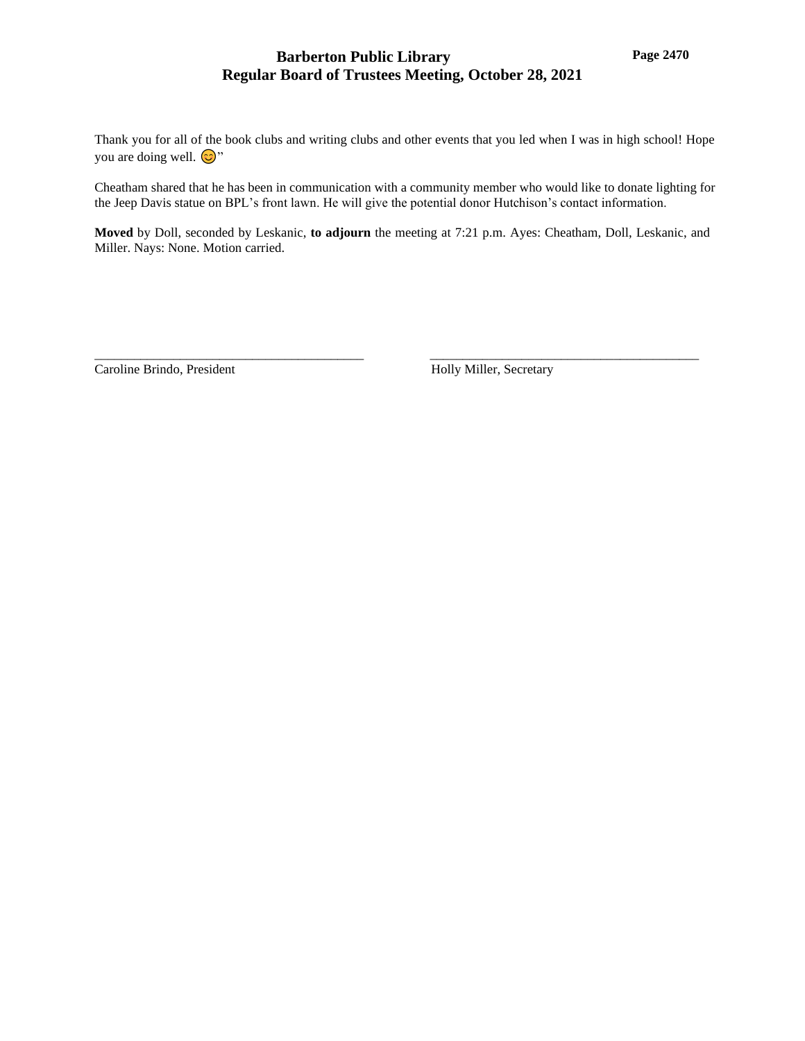Thank you for all of the book clubs and writing clubs and other events that you led when I was in high school! Hope you are doing well. 😊"

Cheatham shared that he has been in communication with a community member who would like to donate lighting for the Jeep Davis statue on BPL's front lawn. He will give the potential donor Hutchison's contact information.

**Moved** by Doll, seconded by Leskanic, **to adjourn** the meeting at 7:21 p.m. Ayes: Cheatham, Doll, Leskanic, and Miller. Nays: None. Motion carried.

\_\_\_\_\_\_\_\_\_\_\_\_\_\_\_\_\_\_\_\_\_\_\_\_\_\_\_\_\_\_\_\_\_\_\_\_\_\_\_\_
Caroline Brindo, President

\_\_\_\_\_\_\_\_\_\_\_\_\_\_\_\_\_\_\_\_\_\_\_\_\_\_\_\_\_\_\_\_\_\_\_\_\_\_\_\_
Holly Miller, Secretary